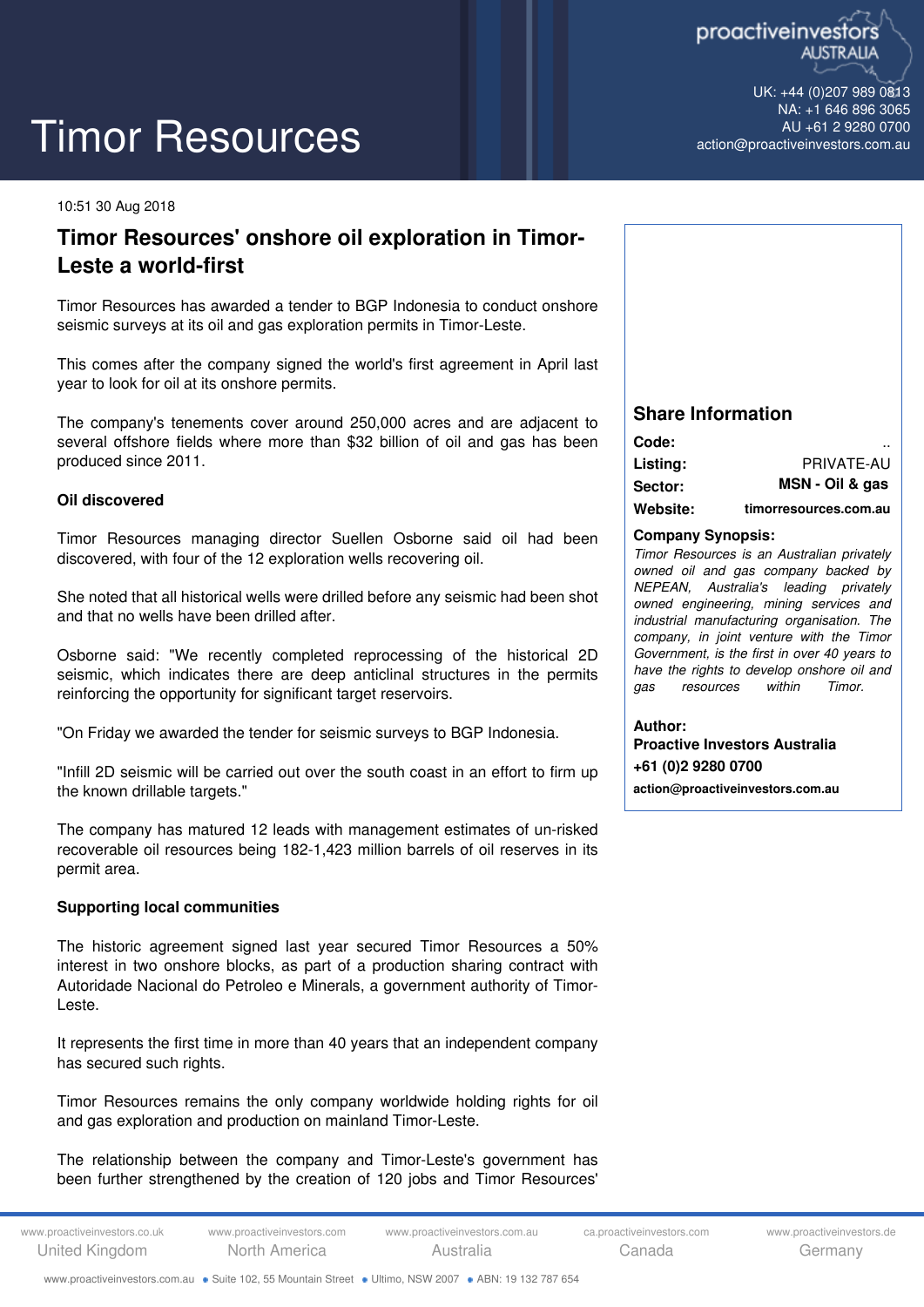# Timor Resources

10:51 30 Aug 2018

## Timor Resources' onshore oil exploration in Timor-Leste a world-first

Timor Resources has awarded a tender to BGP Indonesia to conduct onshore seismic surveys at its oil and gas exploration permits in Timor-Leste.

This comes after the company signed the world's first agreement in April last year to look for oil at its onshore permits.

The company's tenements cover around 250,000 acres and are adjacent to several offshore fields where more than $32 billion of oil and gas has been produced since 2011.

**Oil discovered**

Timor Resources managing director Suellen Osborne said oil had been discovered, with four of the 12 exploration wells recovering oil.

She noted that all historical wells were drilled before any seismic had been shot and that no wells have been drilled after.

Osborne said: "We recently completed reprocessing of the historical 2D seismic, which indicates there are deep anticlinal structures in the permits reinforcing the opportunity for significant target reservoirs.

"On Friday we awarded the tender for seismic surveys to BGP Indonesia.

"Infill 2D seismic will be carried out over the south coast in an effort to firm up the known drillable targets."

The company has matured 12 leads with management estimates of un-risked recoverable oil resources being 182-1,423 million barrels of oil reserves in its permit area.

**Supporting local communities**

The historic agreement signed last year secured Timor Resources a 50% interest in two onshore blocks, as part of a production sharing contract with Autoridade Nacional do Petroleo e Minerals, a government authority of Timor-Leste.

It represents the first time in more than 40 years that an independent company has secured such rights.

Timor Resources remains the only company worldwide holding rights for oil and gas exploration and production on mainland Timor-Leste.

The relationship between the company and Timor-Leste's government has been further strengthened by the creation of 120 jobs and Timor Resources'

### Share Information

| | |
|---|---|
| **Code:** | .. |
| **Listing:** | PRIVATE-AU |
| **Sector:** | **MSN - Oil & gas** |
| **Website:** | **timorresources.com.au** |

**Company Synopsis:**

*Timor Resources is an Australian privately owned oil and gas company backed by NEPEAN, Australia's leading privately owned engineering, mining services and industrial manufacturing organisation. The company, in joint venture with the Timor Government, is the first in over 40 years to have the rights to develop onshore oil and gas resources within Timor.*

**Author:**
**Proactive Investors Australia**
**+61 (0)2 9280 0700**
**action@proactiveinvestors.com.au**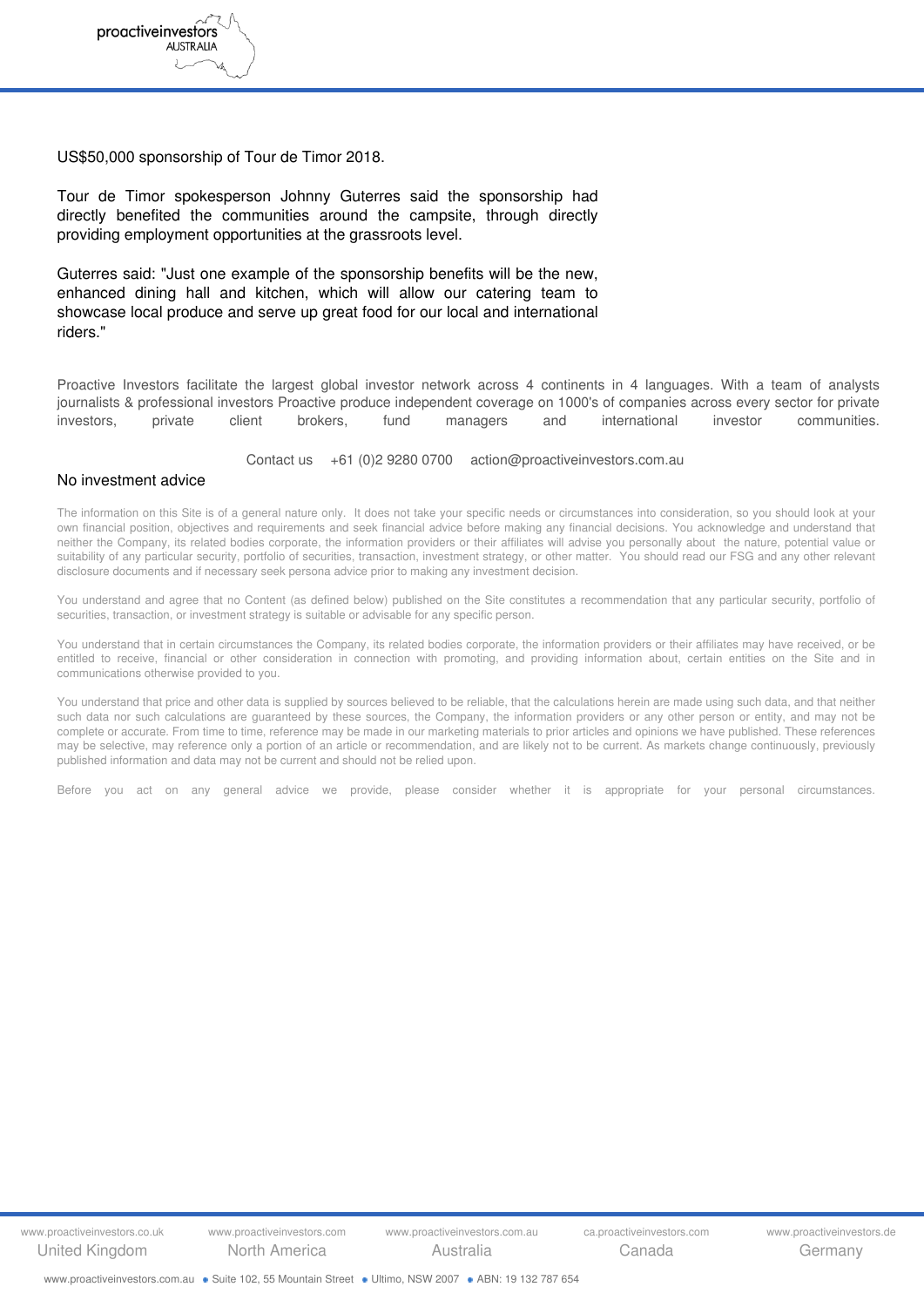US$50,000 sponsorship of Tour de Timor 2018.

Tour de Timor spokesperson Johnny Guterres said the sponsorship had directly benefited the communities around the campsite, through directly providing employment opportunities at the grassroots level.

Guterres said: "Just one example of the sponsorship benefits will be the new, enhanced dining hall and kitchen, which will allow our catering team to showcase local produce and serve up great food for our local and international riders."

Proactive Investors facilitate the largest global investor network across 4 continents in 4 languages. With a team of analysts journalists & professional investors Proactive produce independent coverage on 1000's of companies across every sector for private investors, private client brokers, fund managers and international investor communities.

Contact us +61 (0)2 9280 0700 action@proactiveinvestors.com.au

## No investment advice

The information on this Site is of a general nature only. It does not take your specific needs or circumstances into consideration, so you should look at your own financial position, objectives and requirements and seek financial advice before making any financial decisions. You acknowledge and understand that neither the Company, its related bodies corporate, the information providers or their affiliates will advise you personally about the nature, potential value or suitability of any particular security, portfolio of securities, transaction, investment strategy, or other matter. You should read our FSG and any other relevant disclosure documents and if necessary seek persona advice prior to making any investment decision.

You understand and agree that no Content (as defined below) published on the Site constitutes a recommendation that any particular security, portfolio of securities, transaction, or investment strategy is suitable or advisable for any specific person.

You understand that in certain circumstances the Company, its related bodies corporate, the information providers or their affiliates may have received, or be entitled to receive, financial or other consideration in connection with promoting, and providing information about, certain entities on the Site and in communications otherwise provided to you.

You understand that price and other data is supplied by sources believed to be reliable, that the calculations herein are made using such data, and that neither such data nor such calculations are guaranteed by these sources, the Company, the information providers or any other person or entity, and may not be complete or accurate. From time to time, reference may be made in our marketing materials to prior articles and opinions we have published. These references may be selective, may reference only a portion of an article or recommendation, and are likely not to be current. As markets change continuously, previously published information and data may not be current and should not be relied upon.

Before you act on any general advice we provide, please consider whether it is appropriate for your personal circumstances.